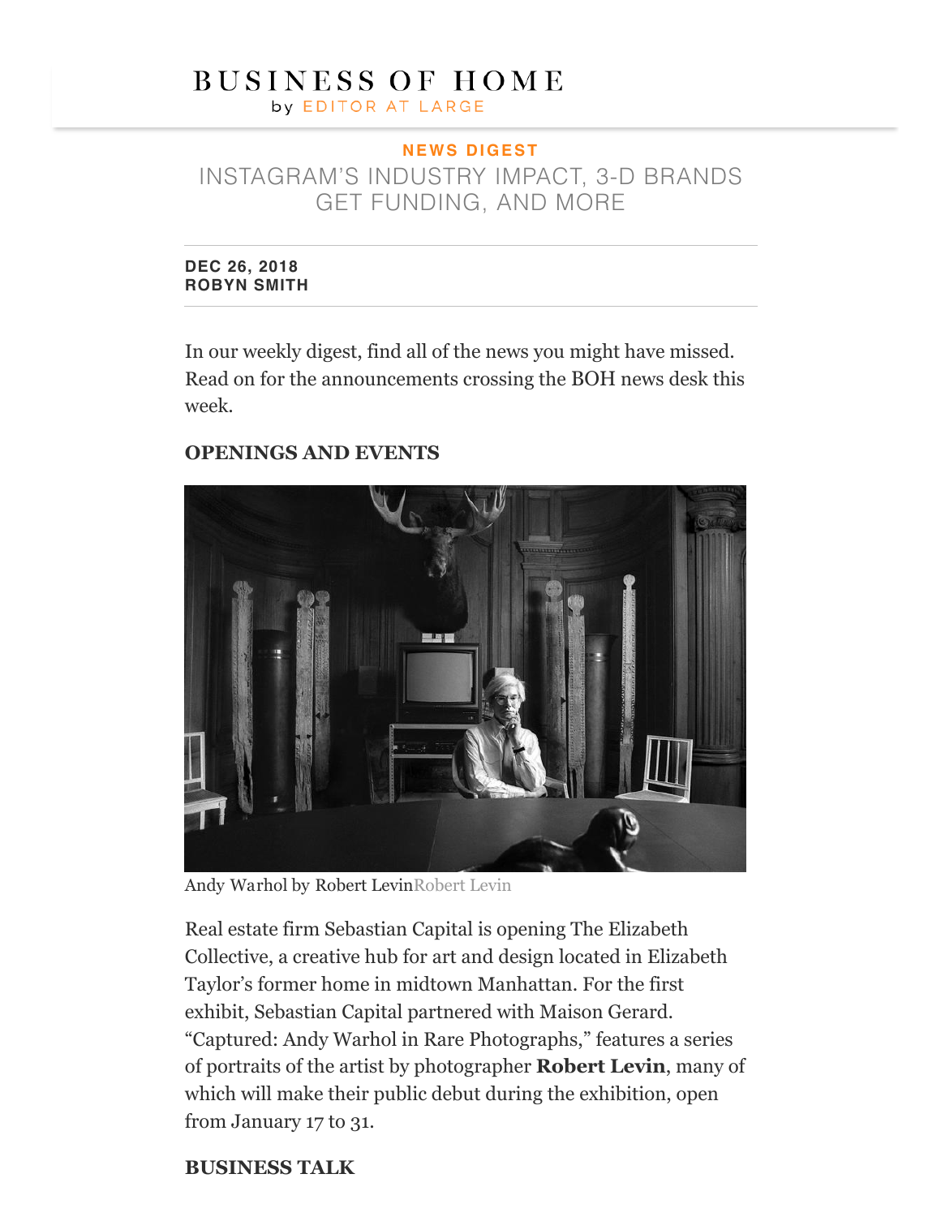BUSINESS OF HOME
by EDITOR AT LARGE

NEWS DIGEST

# INSTAGRAM'S INDUSTRY IMPACT, 3-D BRANDS GET FUNDING, AND MORE

**DEC 26, 2018**
**ROBYN SMITH**

In our weekly digest, find all of the news you might have missed. Read on for the announcements crossing the BOH news desk this week.

## OPENINGS AND EVENTS

Andy Warhol by Robert LevinRobert Levin

Real estate firm Sebastian Capital is opening The Elizabeth Collective, a creative hub for art and design located in Elizabeth Taylor's former home in midtown Manhattan. For the first exhibit, Sebastian Capital partnered with Maison Gerard. "Captured: Andy Warhol in Rare Photographs," features a series of portraits of the artist by photographer **Robert Levin**, many of which will make their public debut during the exhibition, open from January 17 to 31.

## BUSINESS TALK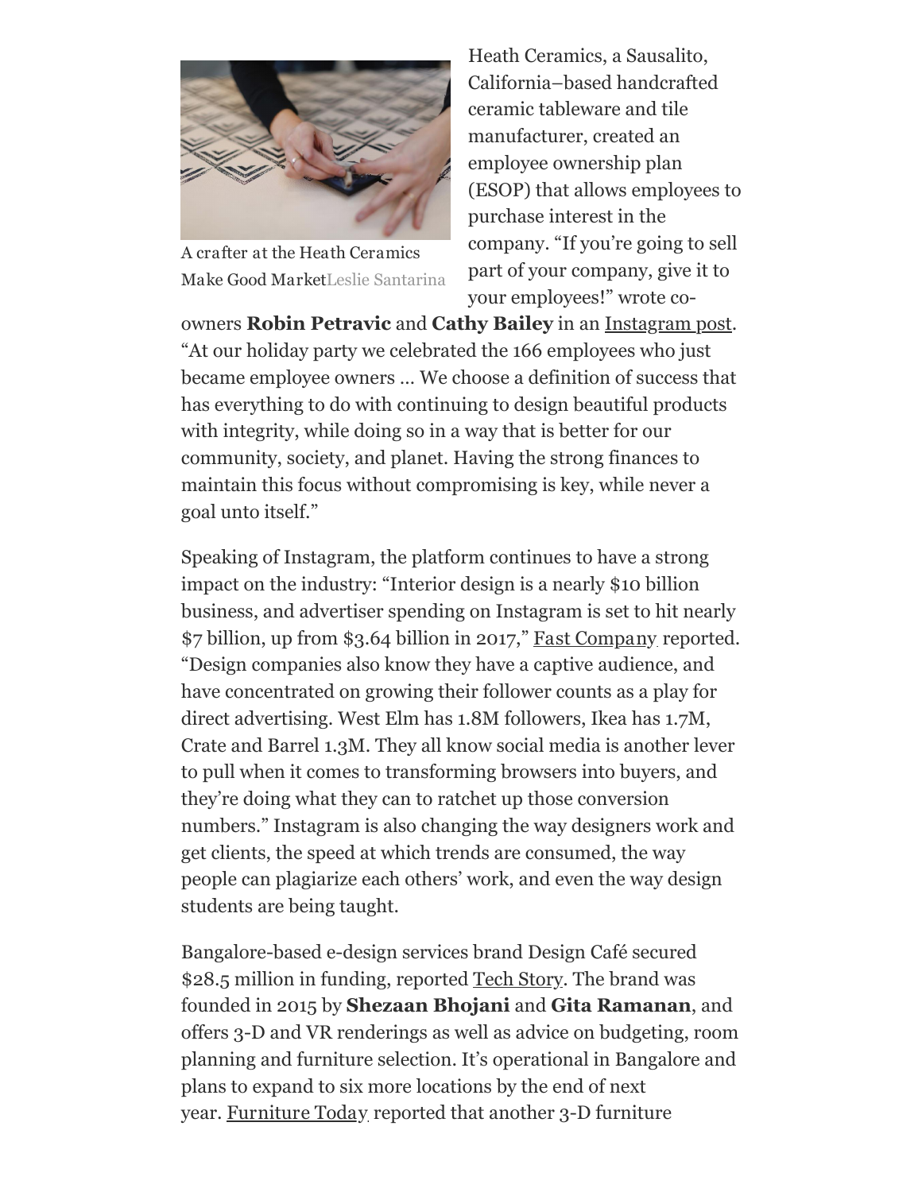A crafter at the Heath Ceramics Make Good MarketLeslie Santarina

Heath Ceramics, a Sausalito, California–based handcrafted ceramic tableware and tile manufacturer, created an employee ownership plan (ESOP) that allows employees to purchase interest in the company. "If you're going to sell part of your company, give it to your employees!" wrote co-owners **Robin Petravic** and **Cathy Bailey** in an Instagram post. "At our holiday party we celebrated the 166 employees who just became employee owners … We choose a definition of success that has everything to do with continuing to design beautiful products with integrity, while doing so in a way that is better for our community, society, and planet. Having the strong finances to maintain this focus without compromising is key, while never a goal unto itself."

Speaking of Instagram, the platform continues to have a strong impact on the industry: "Interior design is a nearly $10 billion business, and advertiser spending on Instagram is set to hit nearly $7 billion, up from $3.64 billion in 2017," Fast Company reported. "Design companies also know they have a captive audience, and have concentrated on growing their follower counts as a play for direct advertising. West Elm has 1.8M followers, Ikea has 1.7M, Crate and Barrel 1.3M. They all know social media is another lever to pull when it comes to transforming browsers into buyers, and they're doing what they can to ratchet up those conversion numbers." Instagram is also changing the way designers work and get clients, the speed at which trends are consumed, the way people can plagiarize each others' work, and even the way design students are being taught.

Bangalore-based e-design services brand Design Café secured $28.5 million in funding, reported Tech Story. The brand was founded in 2015 by **Shezaan Bhojani** and **Gita Ramanan**, and offers 3-D and VR renderings as well as advice on budgeting, room planning and furniture selection. It's operational in Bangalore and plans to expand to six more locations by the end of next year. Furniture Today reported that another 3-D furniture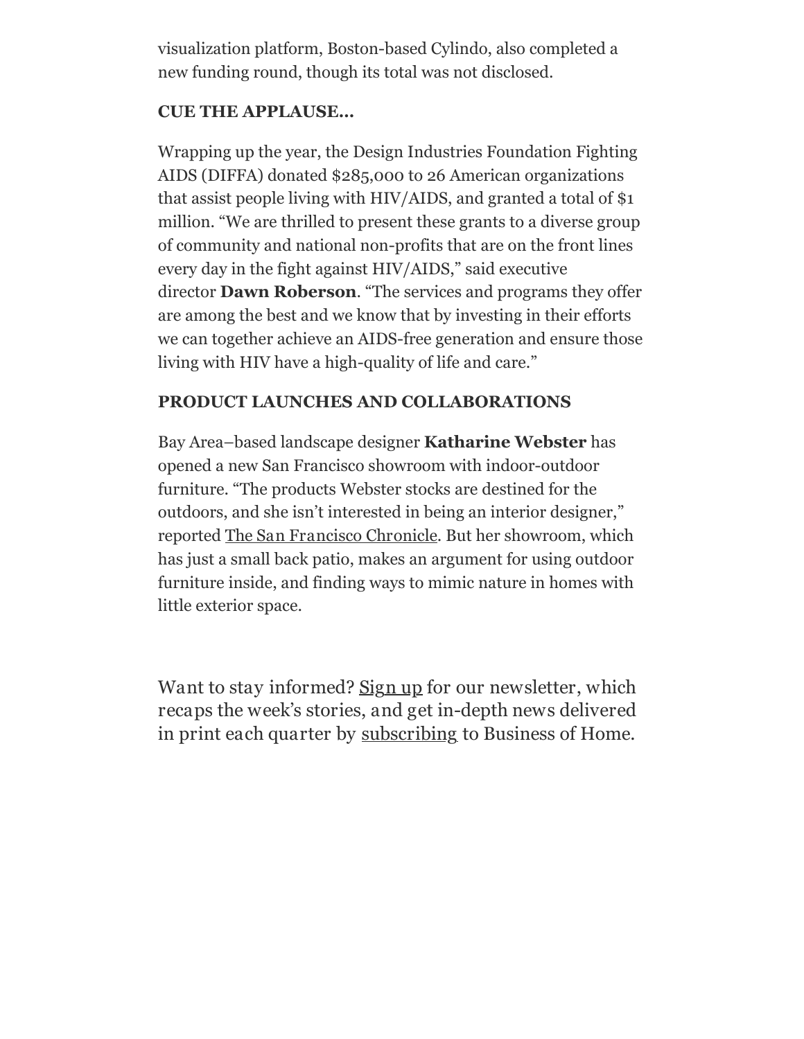visualization platform, Boston-based Cylindo, also completed a new funding round, though its total was not disclosed.

**CUE THE APPLAUSE…**

Wrapping up the year, the Design Industries Foundation Fighting AIDS (DIFFA) donated $285,000 to 26 American organizations that assist people living with HIV/AIDS, and granted a total of $1 million. "We are thrilled to present these grants to a diverse group of community and national non-profits that are on the front lines every day in the fight against HIV/AIDS," said executive director **Dawn Roberson**. "The services and programs they offer are among the best and we know that by investing in their efforts we can together achieve an AIDS-free generation and ensure those living with HIV have a high-quality of life and care."

**PRODUCT LAUNCHES AND COLLABORATIONS**

Bay Area–based landscape designer **Katharine Webster** has opened a new San Francisco showroom with indoor-outdoor furniture. "The products Webster stocks are destined for the outdoors, and she isn't interested in being an interior designer," reported The San Francisco Chronicle. But her showroom, which has just a small back patio, makes an argument for using outdoor furniture inside, and finding ways to mimic nature in homes with little exterior space.

Want to stay informed? Sign up for our newsletter, which recaps the week's stories, and get in-depth news delivered in print each quarter by subscribing to Business of Home.